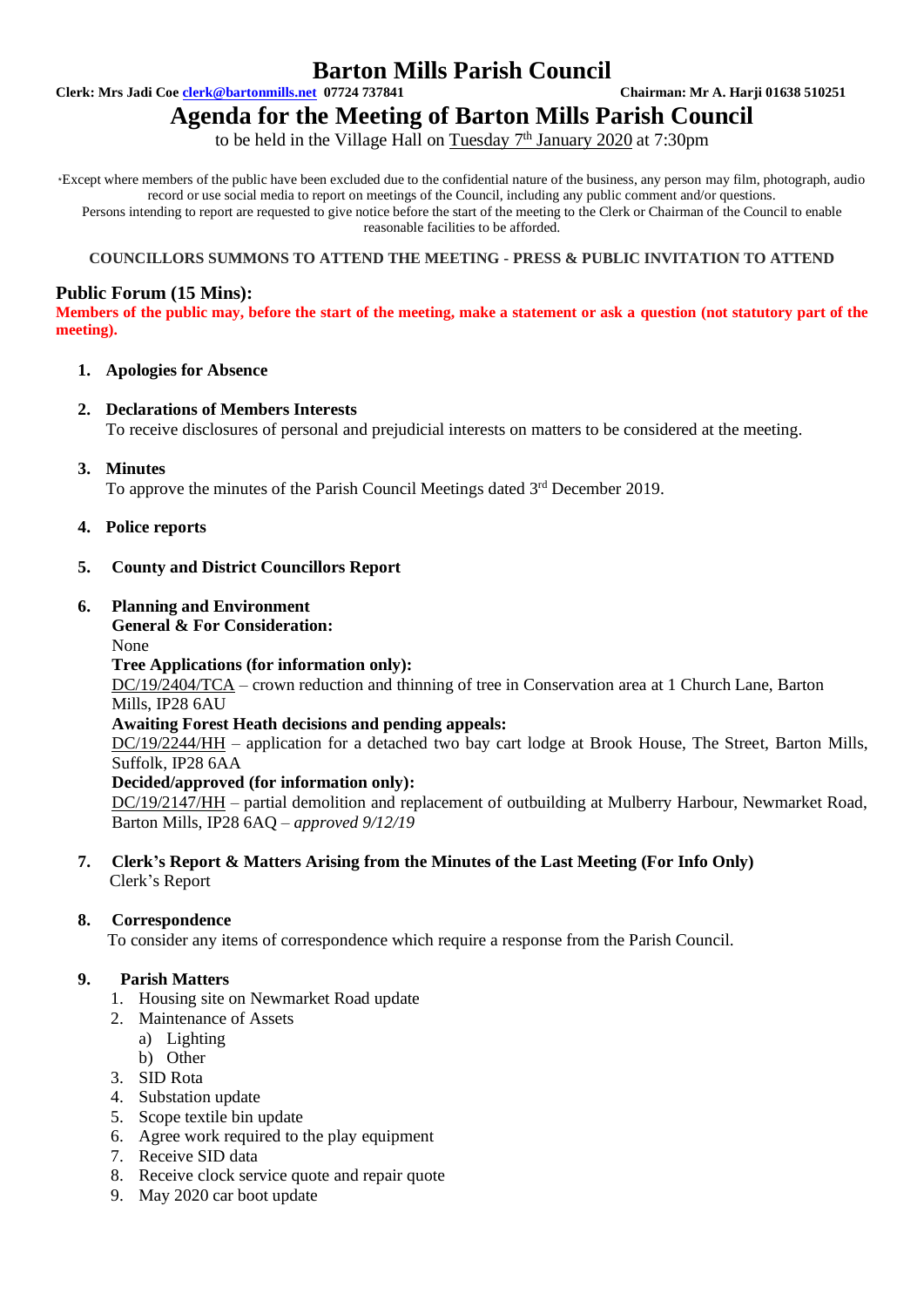# Barton Mills Parish Council

**Clerk: Mrs Jadi Coe clerk@bartonmills.net 07724 737841** **Chairman: Mr A. Harji 01638 510251**

## Agenda for the Meeting of Barton Mills Parish Council

to be held in the Village Hall on Tuesday 7th January 2020 at 7:30pm

*Except where members of the public have been excluded due to the confidential nature of the business, any person may film, photograph, audio record or use social media to report on meetings of the Council, including any public comment and/or questions.
Persons intending to report are requested to give notice before the start of the meeting to the Clerk or Chairman of the Council to enable reasonable facilities to be afforded.

**COUNCILLORS SUMMONS TO ATTEND THE MEETING - PRESS & PUBLIC INVITATION TO ATTEND**

### Public Forum (15 Mins):

**Members of the public may, before the start of the meeting, make a statement or ask a question (not statutory part of the meeting).**

1. **Apologies for Absence**

2. **Declarations of Members Interests**
   To receive disclosures of personal and prejudicial interests on matters to be considered at the meeting.

3. **Minutes**
   To approve the minutes of the Parish Council Meetings dated 3rd December 2019.

4. **Police reports**

5. **County and District Councillors Report**

6. **Planning and Environment**
   **General & For Consideration:**
   None
   **Tree Applications (for information only):**
   DC/19/2404/TCA – crown reduction and thinning of tree in Conservation area at 1 Church Lane, Barton Mills, IP28 6AU
   **Awaiting Forest Heath decisions and pending appeals:**
   DC/19/2244/HH – application for a detached two bay cart lodge at Brook House, The Street, Barton Mills, Suffolk, IP28 6AA
   **Decided/approved (for information only):**
   DC/19/2147/HH – partial demolition and replacement of outbuilding at Mulberry Harbour, Newmarket Road, Barton Mills, IP28 6AQ – *approved 9/12/19*

7. **Clerk's Report & Matters Arising from the Minutes of the Last Meeting (For Info Only)**
   Clerk's Report

8. **Correspondence**
   To consider any items of correspondence which require a response from the Parish Council.

9. **Parish Matters**
   1. Housing site on Newmarket Road update
   2. Maintenance of Assets
      a) Lighting
      b) Other
   3. SID Rota
   4. Substation update
   5. Scope textile bin update
   6. Agree work required to the play equipment
   7. Receive SID data
   8. Receive clock service quote and repair quote
   9. May 2020 car boot update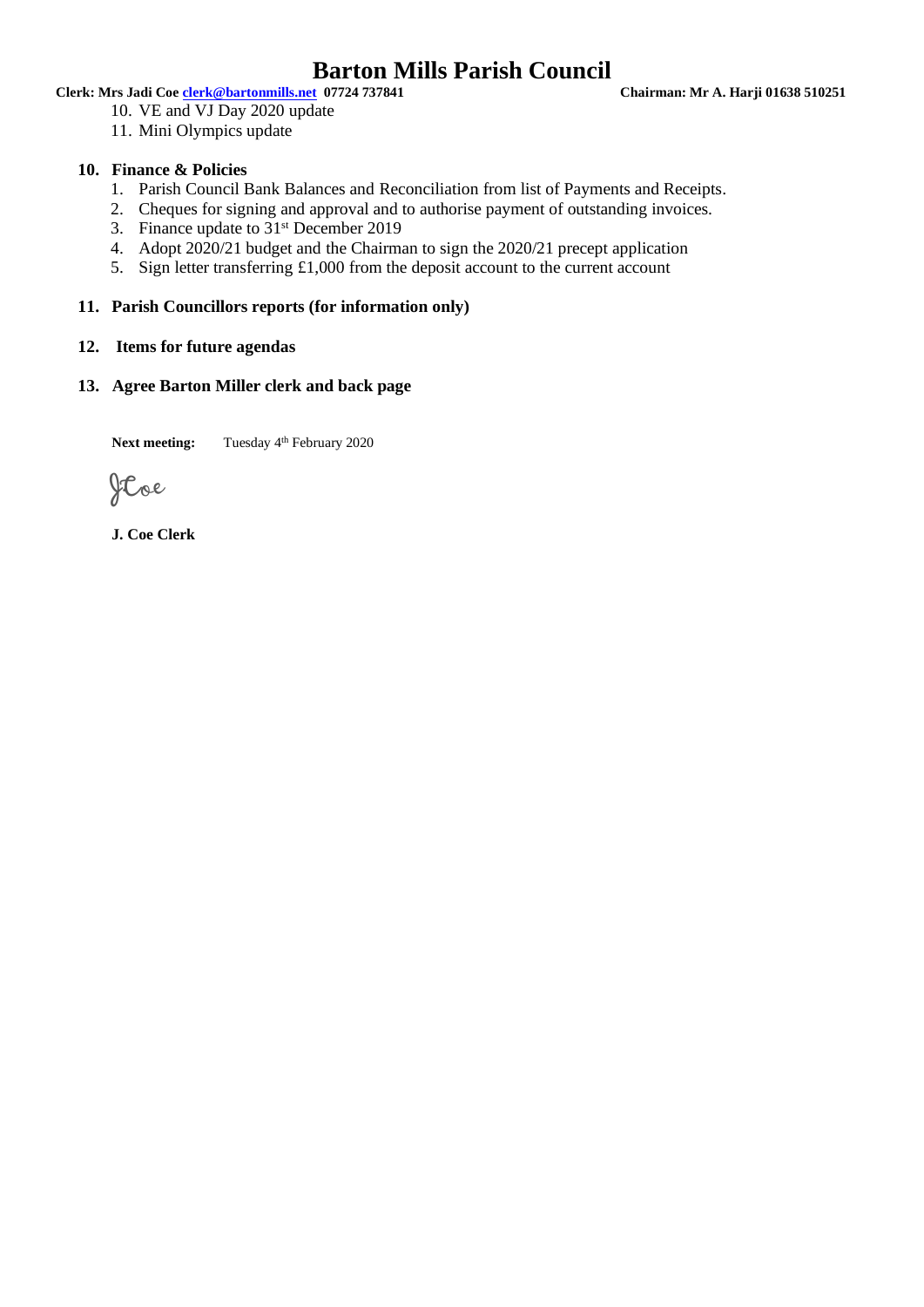10. VE and VJ Day 2020 update
11. Mini Olympics update

## 10. Finance & Policies

1. Parish Council Bank Balances and Reconciliation from list of Payments and Receipts.
2. Cheques for signing and approval and to authorise payment of outstanding invoices.
3. Finance update to 31st December 2019
4. Adopt 2020/21 budget and the Chairman to sign the 2020/21 precept application
5. Sign letter transferring £1,000 from the deposit account to the current account

## 11. Parish Councillors reports (for information only)

## 12. Items for future agendas

## 13. Agree Barton Miller clerk and back page

**Next meeting:** Tuesday 4th February 2020

JCoe

**J. Coe Clerk**